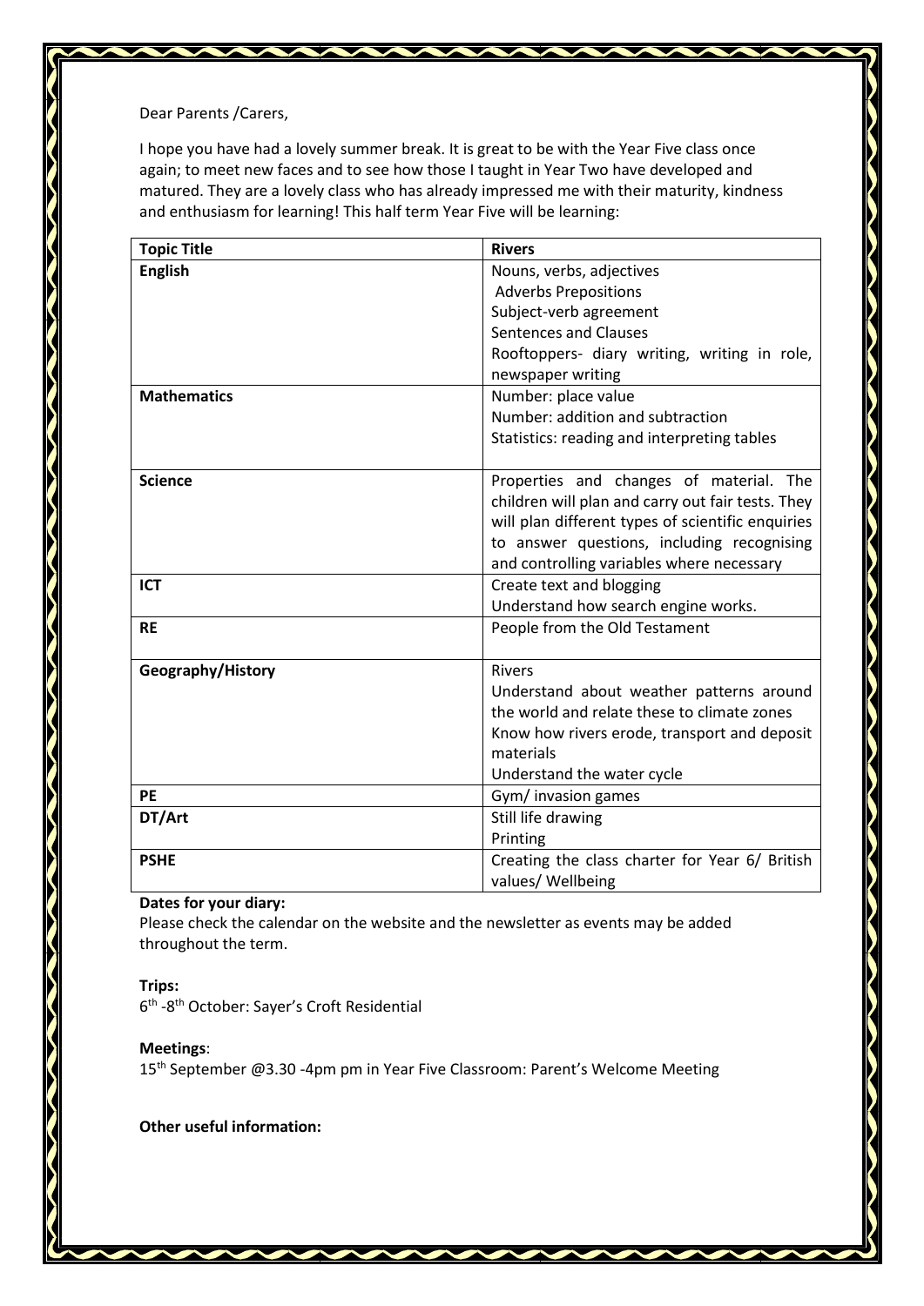Dear Parents /Carers,

I hope you have had a lovely summer break. It is great to be with the Year Five class once again; to meet new faces and to see how those I taught in Year Two have developed and matured. They are a lovely class who has already impressed me with their maturity, kindness and enthusiasm for learning! This half term Year Five will be learning:

| **Topic Title** | **Rivers** |
|---|---|
| **English** | Nouns, verbs, adjectives<br>Adverbs Prepositions<br>Subject-verb agreement<br>Sentences and Clauses<br>Rooftoppers- diary writing, writing in role, newspaper writing |
| **Mathematics** | Number: place value<br>Number: addition and subtraction<br>Statistics: reading and interpreting tables |
| **Science** | Properties and changes of material. The children will plan and carry out fair tests. They will plan different types of scientific enquiries to answer questions, including recognising and controlling variables where necessary |
| **ICT** | Create text and blogging<br>Understand how search engine works. |
| **RE** | People from the Old Testament |
| **Geography/History** | Rivers<br>Understand about weather patterns around the world and relate these to climate zones<br>Know how rivers erode, transport and deposit materials<br>Understand the water cycle |
| **PE** | Gym/ invasion games |
| **DT/Art** | Still life drawing<br>Printing |
| **PSHE** | Creating the class charter for Year 6/ British values/ Wellbeing |

**Dates for your diary:**

Please check the calendar on the website and the newsletter as events may be added throughout the term.

**Trips:**

6th -8th October: Sayer's Croft Residential

**Meetings**:

15th September @3.30 -4pm pm in Year Five Classroom: Parent's Welcome Meeting

**Other useful information:**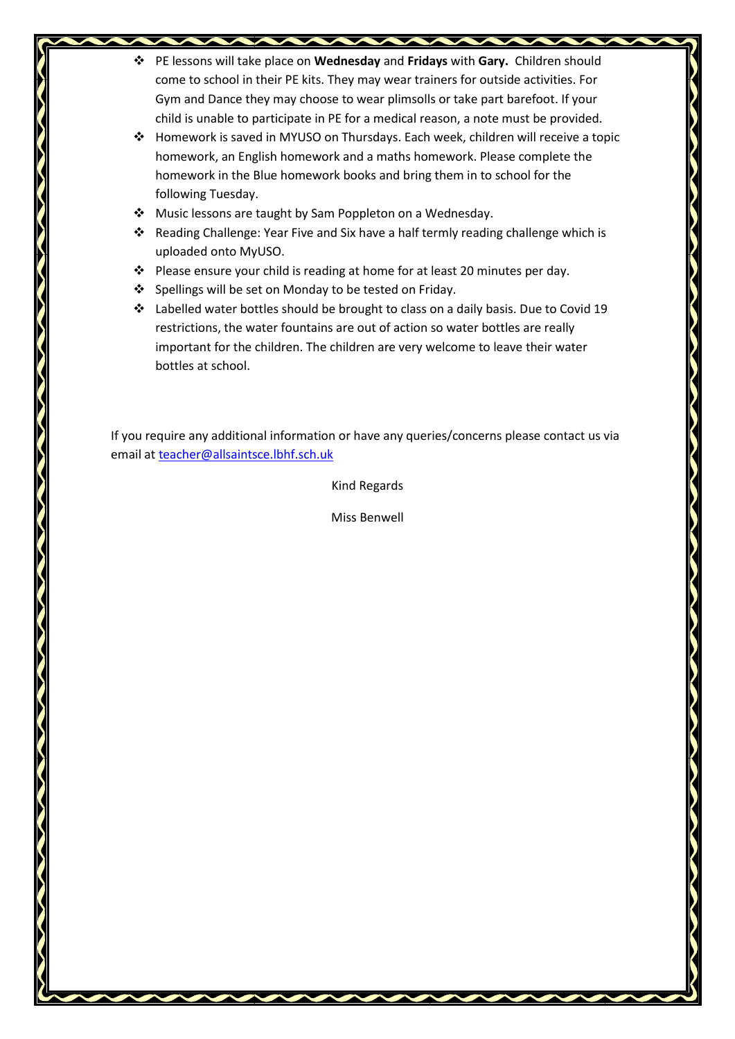- PE lessons will take place on **Wednesday** and **Fridays** with **Gary.** Children should come to school in their PE kits. They may wear trainers for outside activities. For Gym and Dance they may choose to wear plimsolls or take part barefoot. If your child is unable to participate in PE for a medical reason, a note must be provided.
- Homework is saved in MYUSO on Thursdays. Each week, children will receive a topic homework, an English homework and a maths homework. Please complete the homework in the Blue homework books and bring them in to school for the following Tuesday.
- Music lessons are taught by Sam Poppleton on a Wednesday.
- Reading Challenge: Year Five and Six have a half termly reading challenge which is uploaded onto MyUSO.
- Please ensure your child is reading at home for at least 20 minutes per day.
- Spellings will be set on Monday to be tested on Friday.
- Labelled water bottles should be brought to class on a daily basis. Due to Covid 19 restrictions, the water fountains are out of action so water bottles are really important for the children. The children are very welcome to leave their water bottles at school.

If you require any additional information or have any queries/concerns please contact us via email at [teacher@allsaintsce.lbhf.sch.uk](mailto:teacher@allsaintsce.lbhf.sch.uk)

Kind Regards

Miss Benwell